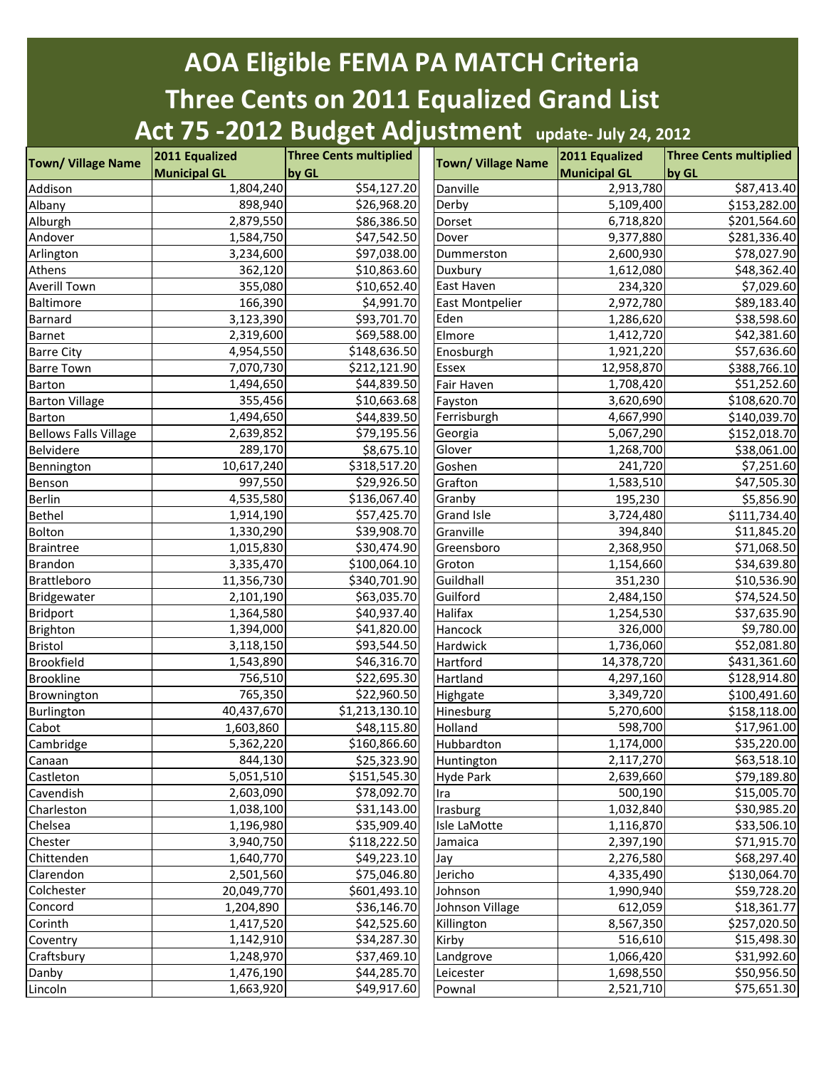# AOA Eligible FEMA PA MATCH Criteria
# Three Cents on 2011 Equalized Grand List
# Act 75 -2012 Budget Adjustment update- July 24, 2012

| Town/ Village Name | 2011 Equalized Municipal GL | Three Cents multiplied by GL |
|---|---|---|
| Addison | 1,804,240 | $54,127.20 |
| Albany | 898,940 | $26,968.20 |
| Alburgh | 2,879,550 | $86,386.50 |
| Andover | 1,584,750 | $47,542.50 |
| Arlington | 3,234,600 | $97,038.00 |
| Athens | 362,120 | $10,863.60 |
| Averill Town | 355,080 | $10,652.40 |
| Baltimore | 166,390 | $4,991.70 |
| Barnard | 3,123,390 | $93,701.70 |
| Barnet | 2,319,600 | $69,588.00 |
| Barre City | 4,954,550 | $148,636.50 |
| Barre Town | 7,070,730 | $212,121.90 |
| Barton | 1,494,650 | $44,839.50 |
| Barton Village | 355,456 | $10,663.68 |
| Barton | 1,494,650 | $44,839.50 |
| Bellows Falls Village | 2,639,852 | $79,195.56 |
| Belvidere | 289,170 | $8,675.10 |
| Bennington | 10,617,240 | $318,517.20 |
| Benson | 997,550 | $29,926.50 |
| Berlin | 4,535,580 | $136,067.40 |
| Bethel | 1,914,190 | $57,425.70 |
| Bolton | 1,330,290 | $39,908.70 |
| Braintree | 1,015,830 | $30,474.90 |
| Brandon | 3,335,470 | $100,064.10 |
| Brattleboro | 11,356,730 | $340,701.90 |
| Bridgewater | 2,101,190 | $63,035.70 |
| Bridport | 1,364,580 | $40,937.40 |
| Brighton | 1,394,000 | $41,820.00 |
| Bristol | 3,118,150 | $93,544.50 |
| Brookfield | 1,543,890 | $46,316.70 |
| Brookline | 756,510 | $22,695.30 |
| Brownington | 765,350 | $22,960.50 |
| Burlington | 40,437,670 | $1,213,130.10 |
| Cabot | 1,603,860 | $48,115.80 |
| Cambridge | 5,362,220 | $160,866.60 |
| Canaan | 844,130 | $25,323.90 |
| Castleton | 5,051,510 | $151,545.30 |
| Cavendish | 2,603,090 | $78,092.70 |
| Charleston | 1,038,100 | $31,143.00 |
| Chelsea | 1,196,980 | $35,909.40 |
| Chester | 3,940,750 | $118,222.50 |
| Chittenden | 1,640,770 | $49,223.10 |
| Clarendon | 2,501,560 | $75,046.80 |
| Colchester | 20,049,770 | $601,493.10 |
| Concord | 1,204,890 | $36,146.70 |
| Corinth | 1,417,520 | $42,525.60 |
| Coventry | 1,142,910 | $34,287.30 |
| Craftsbury | 1,248,970 | $37,469.10 |
| Danby | 1,476,190 | $44,285.70 |
| Lincoln | 1,663,920 | $49,917.60 |
| Danville | 2,913,780 | $87,413.40 |
| Derby | 5,109,400 | $153,282.00 |
| Dorset | 6,718,820 | $201,564.60 |
| Dover | 9,377,880 | $281,336.40 |
| Dummerston | 2,600,930 | $78,027.90 |
| Duxbury | 1,612,080 | $48,362.40 |
| East Haven | 234,320 | $7,029.60 |
| East Montpelier | 2,972,780 | $89,183.40 |
| Eden | 1,286,620 | $38,598.60 |
| Elmore | 1,412,720 | $42,381.60 |
| Enosburgh | 1,921,220 | $57,636.60 |
| Essex | 12,958,870 | $388,766.10 |
| Fair Haven | 1,708,420 | $51,252.60 |
| Fayston | 3,620,690 | $108,620.70 |
| Ferrisburgh | 4,667,990 | $140,039.70 |
| Georgia | 5,067,290 | $152,018.70 |
| Glover | 1,268,700 | $38,061.00 |
| Goshen | 241,720 | $7,251.60 |
| Grafton | 1,583,510 | $47,505.30 |
| Granby | 195,230 | $5,856.90 |
| Grand Isle | 3,724,480 | $111,734.40 |
| Granville | 394,840 | $11,845.20 |
| Greensboro | 2,368,950 | $71,068.50 |
| Groton | 1,154,660 | $34,639.80 |
| Guildhall | 351,230 | $10,536.90 |
| Guilford | 2,484,150 | $74,524.50 |
| Halifax | 1,254,530 | $37,635.90 |
| Hancock | 326,000 | $9,780.00 |
| Hardwick | 1,736,060 | $52,081.80 |
| Hartford | 14,378,720 | $431,361.60 |
| Hartland | 4,297,160 | $128,914.80 |
| Highgate | 3,349,720 | $100,491.60 |
| Hinesburg | 5,270,600 | $158,118.00 |
| Holland | 598,700 | $17,961.00 |
| Hubbardton | 1,174,000 | $35,220.00 |
| Huntington | 2,117,270 | $63,518.10 |
| Hyde Park | 2,639,660 | $79,189.80 |
| Ira | 500,190 | $15,005.70 |
| Irasburg | 1,032,840 | $30,985.20 |
| Isle LaMotte | 1,116,870 | $33,506.10 |
| Jamaica | 2,397,190 | $71,915.70 |
| Jay | 2,276,580 | $68,297.40 |
| Jericho | 4,335,490 | $130,064.70 |
| Johnson | 1,990,940 | $59,728.20 |
| Johnson Village | 612,059 | $18,361.77 |
| Killington | 8,567,350 | $257,020.50 |
| Kirby | 516,610 | $15,498.30 |
| Landgrove | 1,066,420 | $31,992.60 |
| Leicester | 1,698,550 | $50,956.50 |
| Pownal | 2,521,710 | $75,651.30 |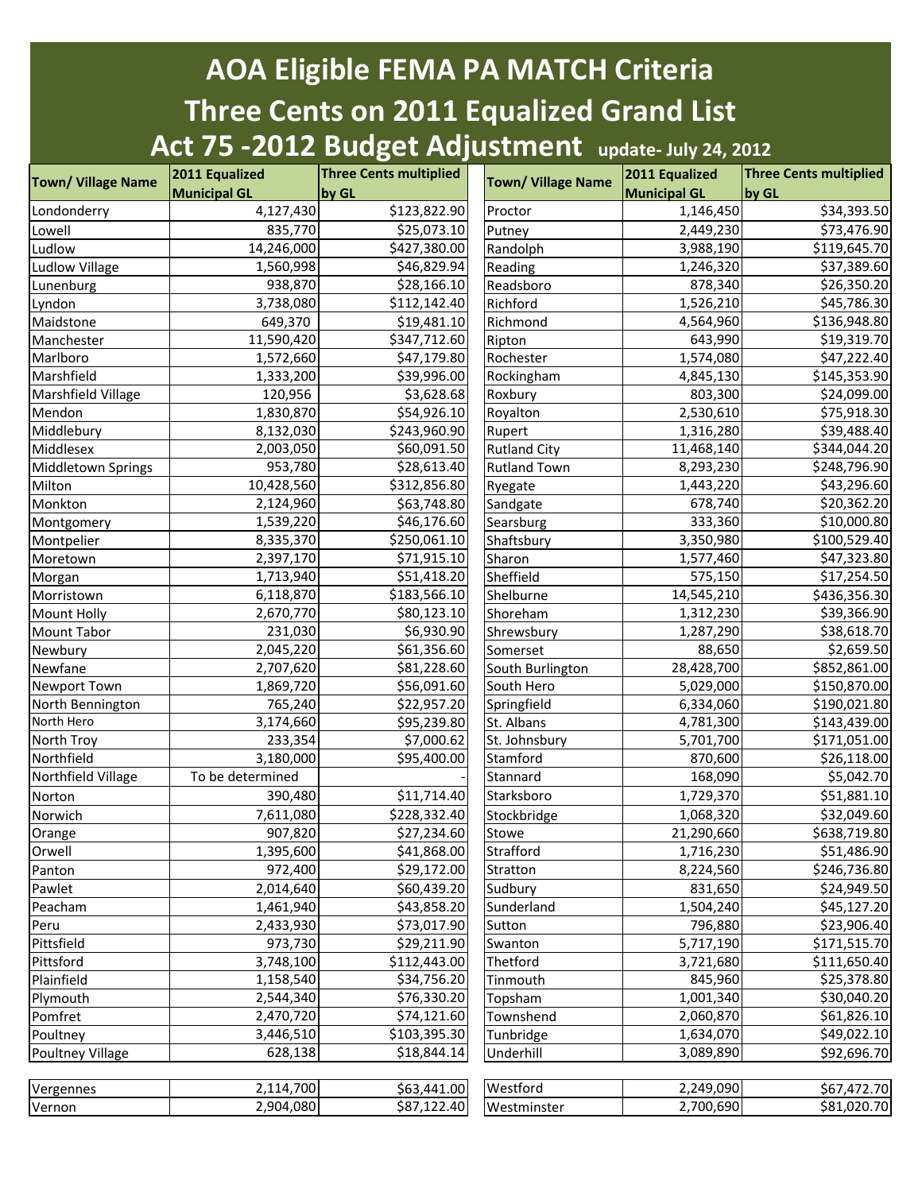# AOA Eligible FEMA PA MATCH Criteria

# Three Cents on 2011 Equalized Grand List

# Act 75 -2012 Budget Adjustment update- July 24, 2012

| Town/ Village Name | 2011 Equalized Municipal GL | Three Cents multiplied by GL |
|---|---|---|
| Londonderry | 4,127,430 | $123,822.90 |
| Lowell | 835,770 | $25,073.10 |
| Ludlow | 14,246,000 | $427,380.00 |
| Ludlow Village | 1,560,998 | $46,829.94 |
| Lunenburg | 938,870 | $28,166.10 |
| Lyndon | 3,738,080 | $112,142.40 |
| Maidstone | 649,370 | $19,481.10 |
| Manchester | 11,590,420 | $347,712.60 |
| Marlboro | 1,572,660 | $47,179.80 |
| Marshfield | 1,333,200 | $39,996.00 |
| Marshfield Village | 120,956 | $3,628.68 |
| Mendon | 1,830,870 | $54,926.10 |
| Middlebury | 8,132,030 | $243,960.90 |
| Middlesex | 2,003,050 | $60,091.50 |
| Middletown Springs | 953,780 | $28,613.40 |
| Milton | 10,428,560 | $312,856.80 |
| Monkton | 2,124,960 | $63,748.80 |
| Montgomery | 1,539,220 | $46,176.60 |
| Montpelier | 8,335,370 | $250,061.10 |
| Moretown | 2,397,170 | $71,915.10 |
| Morgan | 1,713,940 | $51,418.20 |
| Morristown | 6,118,870 | $183,566.10 |
| Mount Holly | 2,670,770 | $80,123.10 |
| Mount Tabor | 231,030 | $6,930.90 |
| Newbury | 2,045,220 | $61,356.60 |
| Newfane | 2,707,620 | $81,228.60 |
| Newport Town | 1,869,720 | $56,091.60 |
| North Bennington | 765,240 | $22,957.20 |
| North Hero | 3,174,660 | $95,239.80 |
| North Troy | 233,354 | $7,000.62 |
| Northfield | 3,180,000 | $95,400.00 |
| Northfield Village | To be determined | - |
| Norton | 390,480 | $11,714.40 |
| Norwich | 7,611,080 | $228,332.40 |
| Orange | 907,820 | $27,234.60 |
| Orwell | 1,395,600 | $41,868.00 |
| Panton | 972,400 | $29,172.00 |
| Pawlet | 2,014,640 | $60,439.20 |
| Peacham | 1,461,940 | $43,858.20 |
| Peru | 2,433,930 | $73,017.90 |
| Pittsfield | 973,730 | $29,211.90 |
| Pittsford | 3,748,100 | $112,443.00 |
| Plainfield | 1,158,540 | $34,756.20 |
| Plymouth | 2,544,340 | $76,330.20 |
| Pomfret | 2,470,720 | $74,121.60 |
| Poultney | 3,446,510 | $103,395.30 |
| Poultney Village | 628,138 | $18,844.14 |
| Vergennes | 2,114,700 | $63,441.00 |
| Vernon | 2,904,080 | $87,122.40 |
| Proctor | 1,146,450 | $34,393.50 |
| Putney | 2,449,230 | $73,476.90 |
| Randolph | 3,988,190 | $119,645.70 |
| Reading | 1,246,320 | $37,389.60 |
| Readsboro | 878,340 | $26,350.20 |
| Richford | 1,526,210 | $45,786.30 |
| Richmond | 4,564,960 | $136,948.80 |
| Ripton | 643,990 | $19,319.70 |
| Rochester | 1,574,080 | $47,222.40 |
| Rockingham | 4,845,130 | $145,353.90 |
| Roxbury | 803,300 | $24,099.00 |
| Royalton | 2,530,610 | $75,918.30 |
| Rupert | 1,316,280 | $39,488.40 |
| Rutland City | 11,468,140 | $344,044.20 |
| Rutland Town | 8,293,230 | $248,796.90 |
| Ryegate | 1,443,220 | $43,296.60 |
| Sandgate | 678,740 | $20,362.20 |
| Searsburg | 333,360 | $10,000.80 |
| Shaftsbury | 3,350,980 | $100,529.40 |
| Sharon | 1,577,460 | $47,323.80 |
| Sheffield | 575,150 | $17,254.50 |
| Shelburne | 14,545,210 | $436,356.30 |
| Shoreham | 1,312,230 | $39,366.90 |
| Shrewsbury | 1,287,290 | $38,618.70 |
| Somerset | 88,650 | $2,659.50 |
| South Burlington | 28,428,700 | $852,861.00 |
| South Hero | 5,029,000 | $150,870.00 |
| Springfield | 6,334,060 | $190,021.80 |
| St. Albans | 4,781,300 | $143,439.00 |
| St. Johnsbury | 5,701,700 | $171,051.00 |
| Stamford | 870,600 | $26,118.00 |
| Stannard | 168,090 | $5,042.70 |
| Starksboro | 1,729,370 | $51,881.10 |
| Stockbridge | 1,068,320 | $32,049.60 |
| Stowe | 21,290,660 | $638,719.80 |
| Strafford | 1,716,230 | $51,486.90 |
| Stratton | 8,224,560 | $246,736.80 |
| Sudbury | 831,650 | $24,949.50 |
| Sunderland | 1,504,240 | $45,127.20 |
| Sutton | 796,880 | $23,906.40 |
| Swanton | 5,717,190 | $171,515.70 |
| Thetford | 3,721,680 | $111,650.40 |
| Tinmouth | 845,960 | $25,378.80 |
| Topsham | 1,001,340 | $30,040.20 |
| Townshend | 2,060,870 | $61,826.10 |
| Tunbridge | 1,634,070 | $49,022.10 |
| Underhill | 3,089,890 | $92,696.70 |
| Westford | 2,249,090 | $67,472.70 |
| Westminster | 2,700,690 | $81,020.70 |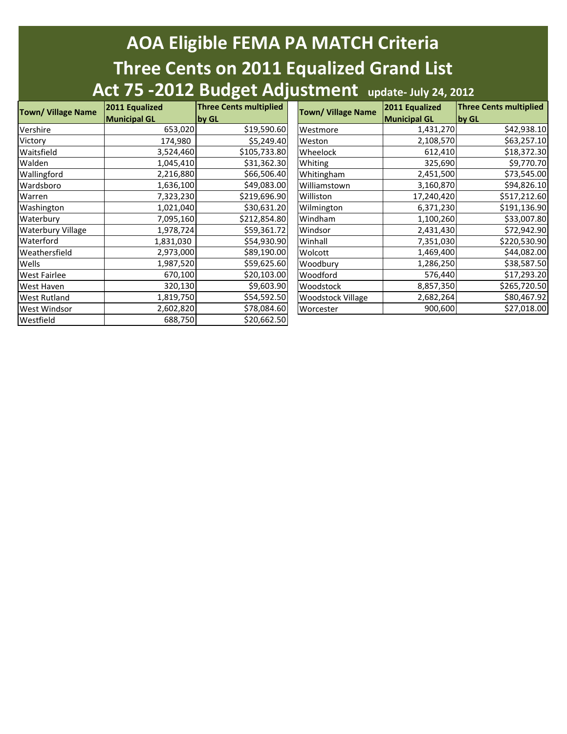# AOA Eligible FEMA PA MATCH Criteria

# Three Cents on 2011 Equalized Grand List

# Act 75 -2012 Budget Adjustment update- July 24, 2012

| Town/ Village Name | 2011 Equalized Municipal GL | Three Cents multiplied by GL |
|---|---|---|
| Vershire | 653,020 | $19,590.60 |
| Victory | 174,980 | $5,249.40 |
| Waitsfield | 3,524,460 | $105,733.80 |
| Walden | 1,045,410 | $31,362.30 |
| Wallingford | 2,216,880 | $66,506.40 |
| Wardsboro | 1,636,100 | $49,083.00 |
| Warren | 7,323,230 | $219,696.90 |
| Washington | 1,021,040 | $30,631.20 |
| Waterbury | 7,095,160 | $212,854.80 |
| Waterbury Village | 1,978,724 | $59,361.72 |
| Waterford | 1,831,030 | $54,930.90 |
| Weathersfield | 2,973,000 | $89,190.00 |
| Wells | 1,987,520 | $59,625.60 |
| West Fairlee | 670,100 | $20,103.00 |
| West Haven | 320,130 | $9,603.90 |
| West Rutland | 1,819,750 | $54,592.50 |
| West Windsor | 2,602,820 | $78,084.60 |
| Westfield | 688,750 | $20,662.50 |
| Westmore | 1,431,270 | $42,938.10 |
| Weston | 2,108,570 | $63,257.10 |
| Wheelock | 612,410 | $18,372.30 |
| Whiting | 325,690 | $9,770.70 |
| Whitingham | 2,451,500 | $73,545.00 |
| Williamstown | 3,160,870 | $94,826.10 |
| Williston | 17,240,420 | $517,212.60 |
| Wilmington | 6,371,230 | $191,136.90 |
| Windham | 1,100,260 | $33,007.80 |
| Windsor | 2,431,430 | $72,942.90 |
| Winhall | 7,351,030 | $220,530.90 |
| Wolcott | 1,469,400 | $44,082.00 |
| Woodbury | 1,286,250 | $38,587.50 |
| Woodford | 576,440 | $17,293.20 |
| Woodstock | 8,857,350 | $265,720.50 |
| Woodstock Village | 2,682,264 | $80,467.92 |
| Worcester | 900,600 | $27,018.00 |